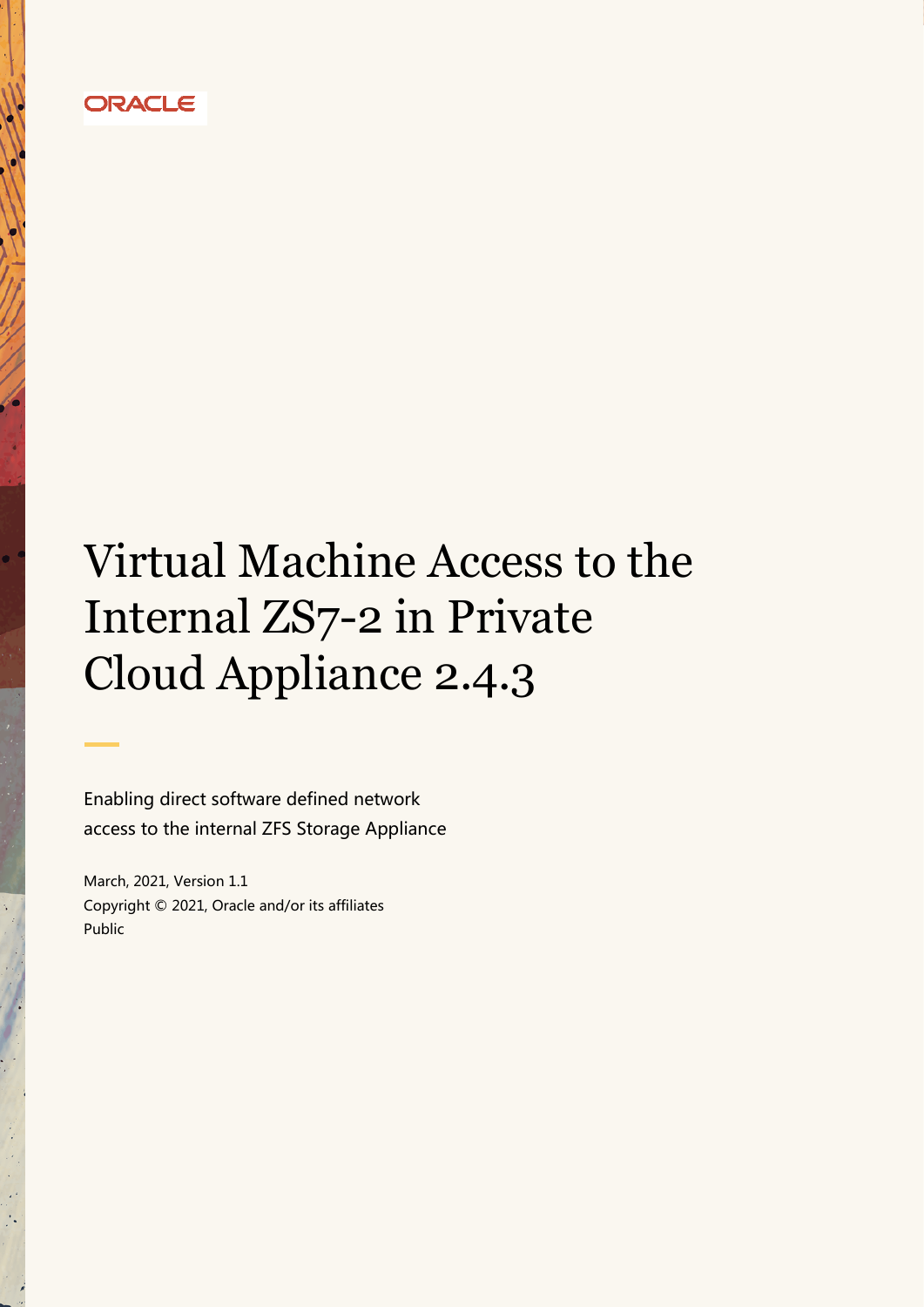ORACLE

# Virtual Machine Access to the Internal ZS7-2 in Private Cloud Appliance 2.4.3

Enabling direct software defined network access to the internal ZFS Storage Appliance

March, 2021, Version 1.1

Copyright © 2021, Oracle and/or its affiliates

Public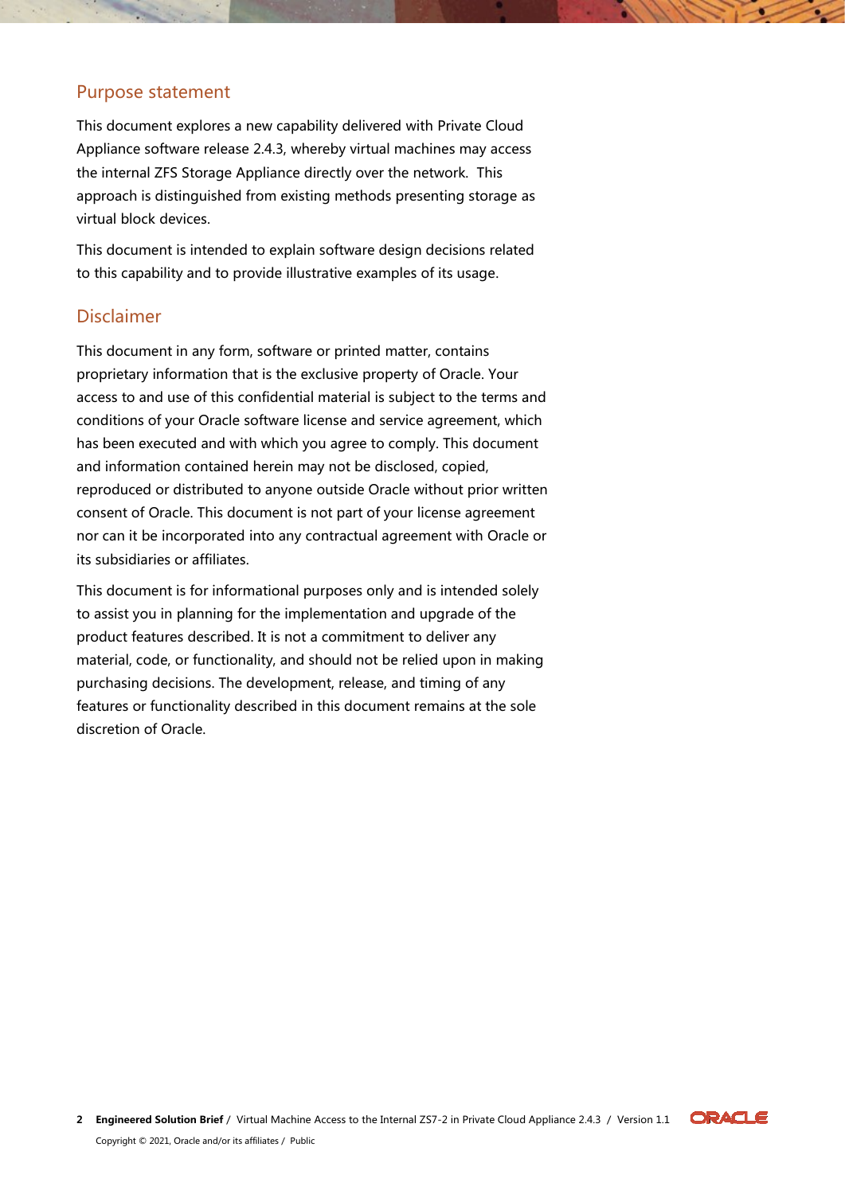## Purpose statement

This document explores a new capability delivered with Private Cloud Appliance software release 2.4.3, whereby virtual machines may access the internal ZFS Storage Appliance directly over the network. This approach is distinguished from existing methods presenting storage as virtual block devices.

This document is intended to explain software design decisions related to this capability and to provide illustrative examples of its usage.

## Disclaimer

This document in any form, software or printed matter, contains proprietary information that is the exclusive property of Oracle. Your access to and use of this confidential material is subject to the terms and conditions of your Oracle software license and service agreement, which has been executed and with which you agree to comply. This document and information contained herein may not be disclosed, copied, reproduced or distributed to anyone outside Oracle without prior written consent of Oracle. This document is not part of your license agreement nor can it be incorporated into any contractual agreement with Oracle or its subsidiaries or affiliates.

This document is for informational purposes only and is intended solely to assist you in planning for the implementation and upgrade of the product features described. It is not a commitment to deliver any material, code, or functionality, and should not be relied upon in making purchasing decisions. The development, release, and timing of any features or functionality described in this document remains at the sole discretion of Oracle.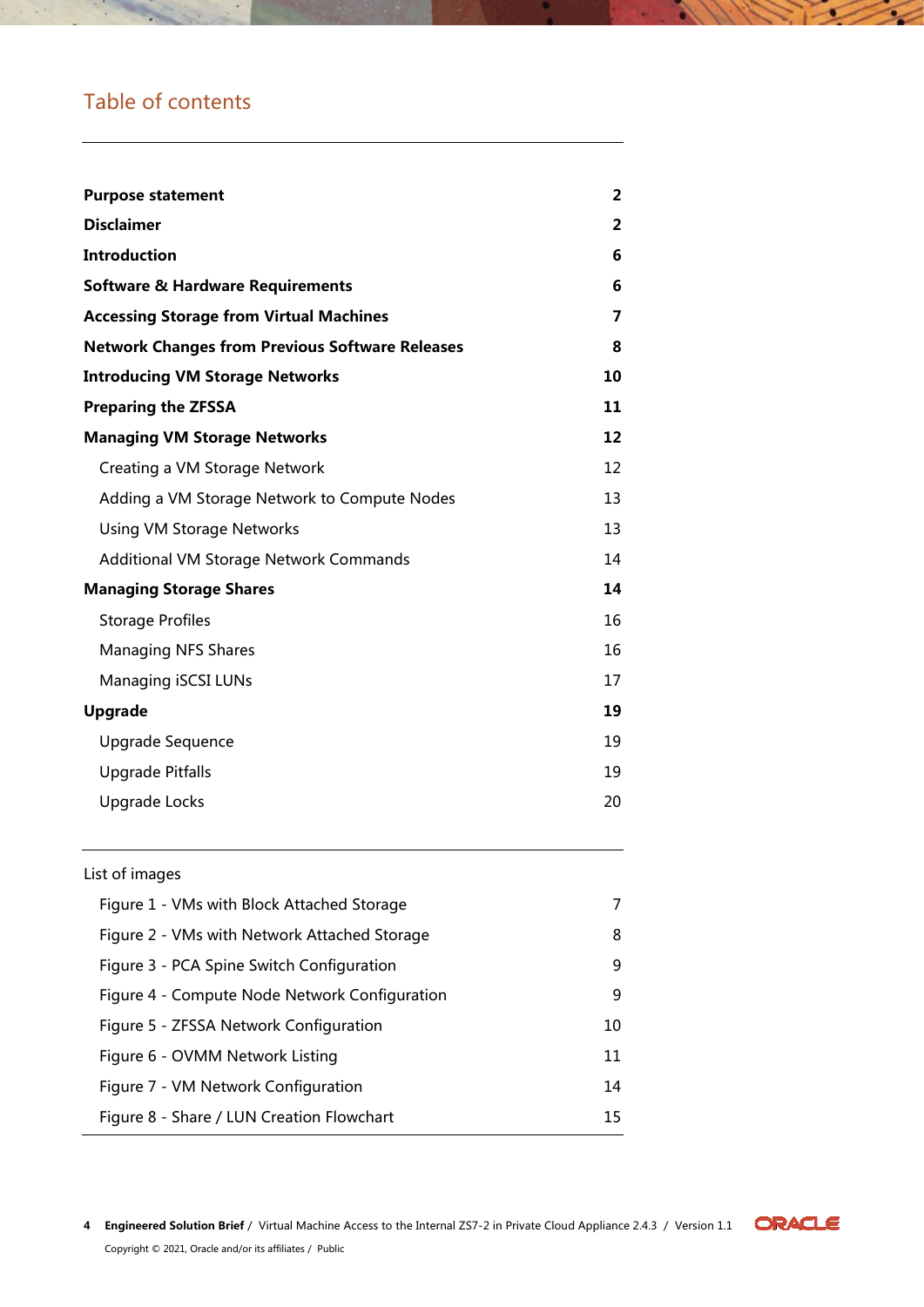# Table of contents

| | |
|---|---|
| **Purpose statement** | **2** |
| **Disclaimer** | **2** |
| **Introduction** | **6** |
| **Software & Hardware Requirements** | **6** |
| **Accessing Storage from Virtual Machines** | **7** |
| **Network Changes from Previous Software Releases** | **8** |
| **Introducing VM Storage Networks** | **10** |
| **Preparing the ZFSSA** | **11** |
| **Managing VM Storage Networks** | **12** |
| Creating a VM Storage Network | 12 |
| Adding a VM Storage Network to Compute Nodes | 13 |
| Using VM Storage Networks | 13 |
| Additional VM Storage Network Commands | 14 |
| **Managing Storage Shares** | **14** |
| Storage Profiles | 16 |
| Managing NFS Shares | 16 |
| Managing iSCSI LUNs | 17 |
| **Upgrade** | **19** |
| Upgrade Sequence | 19 |
| Upgrade Pitfalls | 19 |
| Upgrade Locks | 20 |

List of images

| | |
|---|---|
| Figure 1 - VMs with Block Attached Storage | 7 |
| Figure 2 - VMs with Network Attached Storage | 8 |
| Figure 3 - PCA Spine Switch Configuration | 9 |
| Figure 4 - Compute Node Network Configuration | 9 |
| Figure 5 - ZFSSA Network Configuration | 10 |
| Figure 6 - OVMM Network Listing | 11 |
| Figure 7 - VM Network Configuration | 14 |
| Figure 8 - Share / LUN Creation Flowchart | 15 |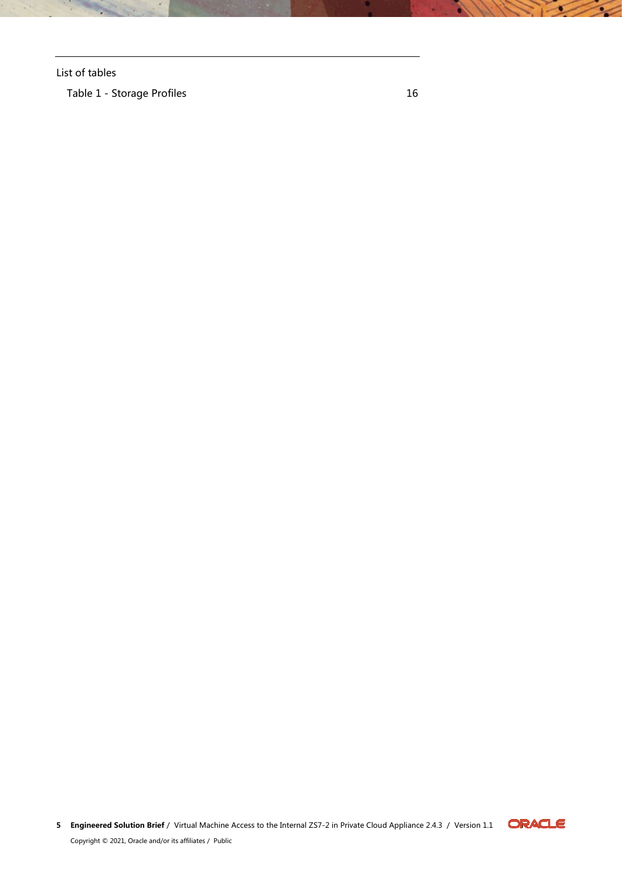List of tables

Table 1 - Storage Profiles 16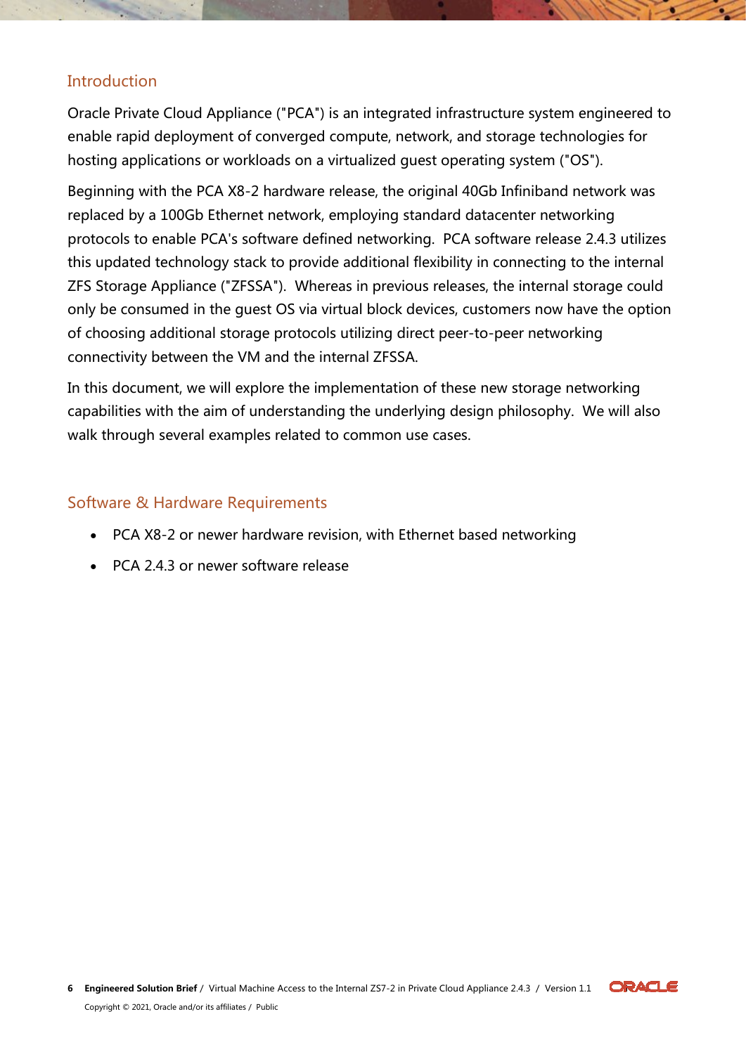## Introduction

Oracle Private Cloud Appliance ("PCA") is an integrated infrastructure system engineered to enable rapid deployment of converged compute, network, and storage technologies for hosting applications or workloads on a virtualized guest operating system ("OS").

Beginning with the PCA X8-2 hardware release, the original 40Gb Infiniband network was replaced by a 100Gb Ethernet network, employing standard datacenter networking protocols to enable PCA's software defined networking. PCA software release 2.4.3 utilizes this updated technology stack to provide additional flexibility in connecting to the internal ZFS Storage Appliance ("ZFSSA"). Whereas in previous releases, the internal storage could only be consumed in the guest OS via virtual block devices, customers now have the option of choosing additional storage protocols utilizing direct peer-to-peer networking connectivity between the VM and the internal ZFSSA.

In this document, we will explore the implementation of these new storage networking capabilities with the aim of understanding the underlying design philosophy. We will also walk through several examples related to common use cases.

## Software & Hardware Requirements

- PCA X8-2 or newer hardware revision, with Ethernet based networking
- PCA 2.4.3 or newer software release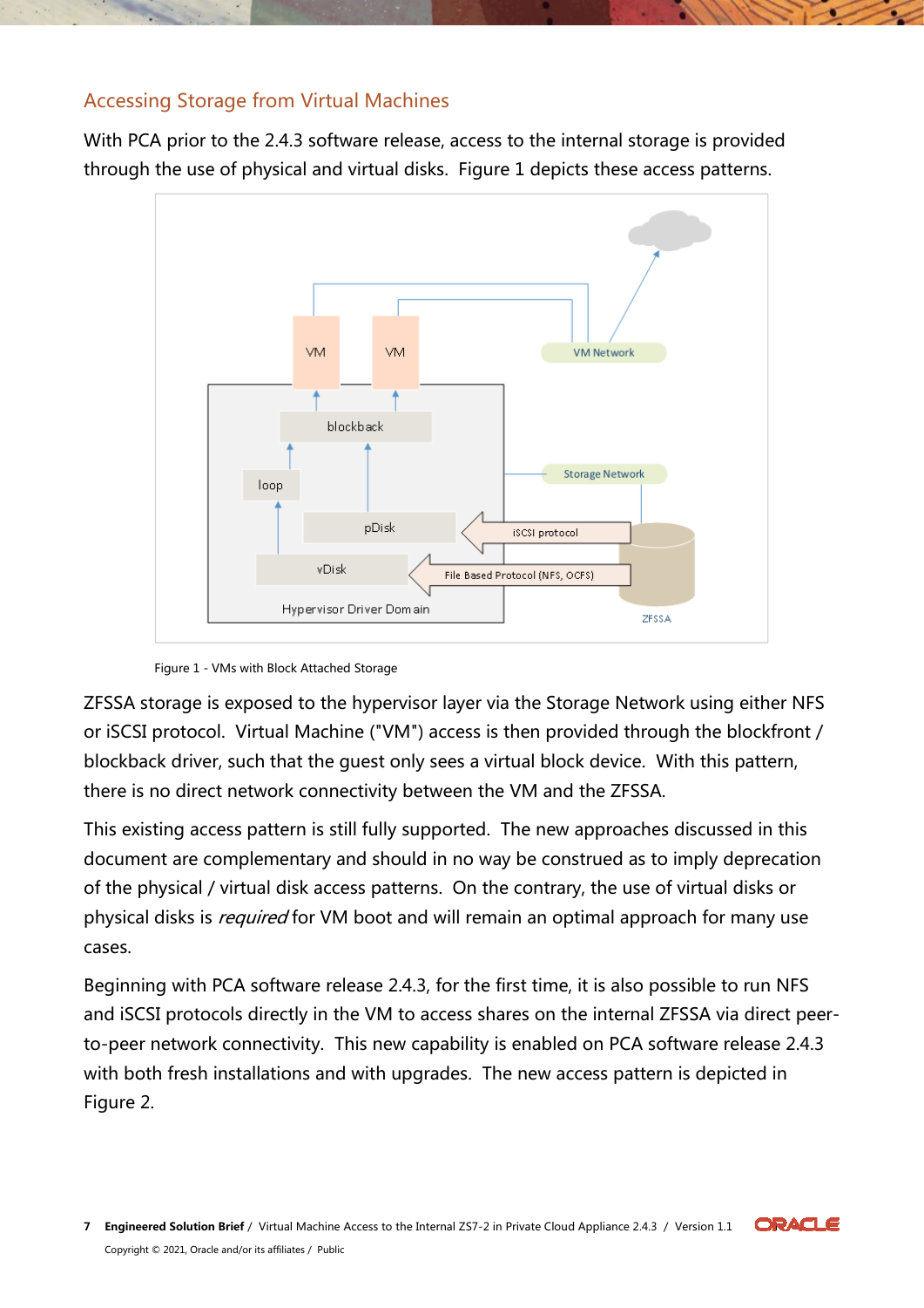## Accessing Storage from Virtual Machines

With PCA prior to the 2.4.3 software release, access to the internal storage is provided through the use of physical and virtual disks. Figure 1 depicts these access patterns.

Figure 1 - VMs with Block Attached Storage

ZFSSA storage is exposed to the hypervisor layer via the Storage Network using either NFS or iSCSI protocol. Virtual Machine ("VM") access is then provided through the blockfront / blockback driver, such that the guest only sees a virtual block device. With this pattern, there is no direct network connectivity between the VM and the ZFSSA.

This existing access pattern is still fully supported. The new approaches discussed in this document are complementary and should in no way be construed as to imply deprecation of the physical / virtual disk access patterns. On the contrary, the use of virtual disks or physical disks is *required* for VM boot and will remain an optimal approach for many use cases.

Beginning with PCA software release 2.4.3, for the first time, it is also possible to run NFS and iSCSI protocols directly in the VM to access shares on the internal ZFSSA via direct peer-to-peer network connectivity. This new capability is enabled on PCA software release 2.4.3 with both fresh installations and with upgrades. The new access pattern is depicted in Figure 2.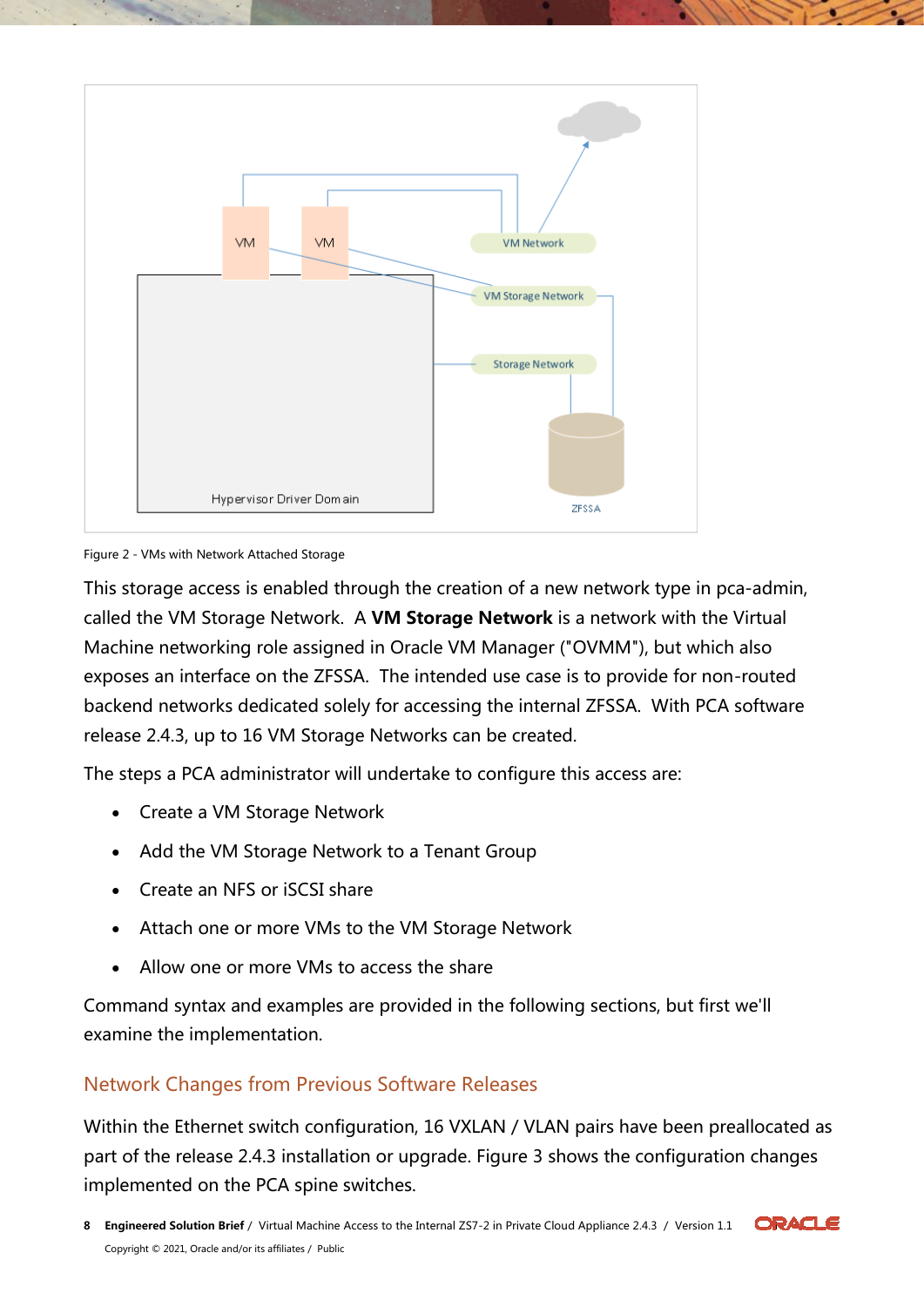Figure 2 - VMs with Network Attached Storage

This storage access is enabled through the creation of a new network type in pca-admin, called the VM Storage Network. A **VM Storage Network** is a network with the Virtual Machine networking role assigned in Oracle VM Manager ("OVMM"), but which also exposes an interface on the ZFSSA. The intended use case is to provide for non-routed backend networks dedicated solely for accessing the internal ZFSSA. With PCA software release 2.4.3, up to 16 VM Storage Networks can be created.

The steps a PCA administrator will undertake to configure this access are:

- Create a VM Storage Network
- Add the VM Storage Network to a Tenant Group
- Create an NFS or iSCSI share
- Attach one or more VMs to the VM Storage Network
- Allow one or more VMs to access the share

Command syntax and examples are provided in the following sections, but first we'll examine the implementation.

## Network Changes from Previous Software Releases

Within the Ethernet switch configuration, 16 VXLAN / VLAN pairs have been preallocated as part of the release 2.4.3 installation or upgrade. Figure 3 shows the configuration changes implemented on the PCA spine switches.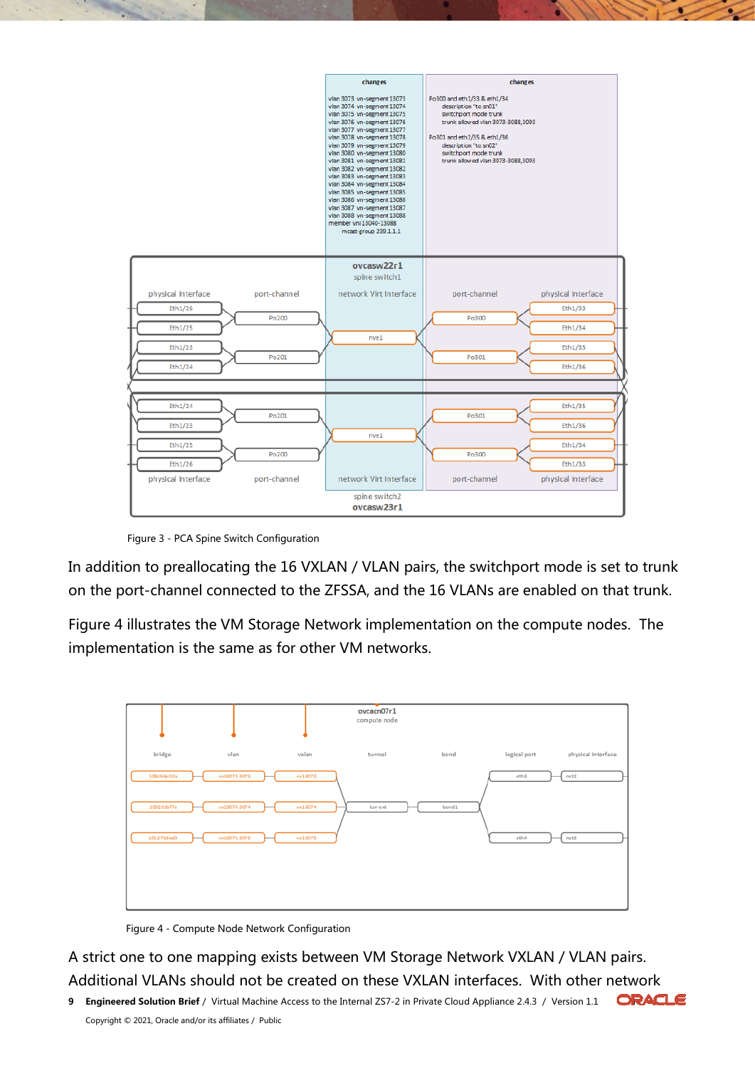Figure 3 - PCA Spine Switch Configuration

In addition to preallocating the 16 VXLAN / VLAN pairs, the switchport mode is set to trunk on the port-channel connected to the ZFSSA, and the 16 VLANs are enabled on that trunk.

Figure 4 illustrates the VM Storage Network implementation on the compute nodes. The implementation is the same as for other VM networks.

Figure 4 - Compute Node Network Configuration

A strict one to one mapping exists between VM Storage Network VXLAN / VLAN pairs. Additional VLANs should not be created on these VXLAN interfaces. With other network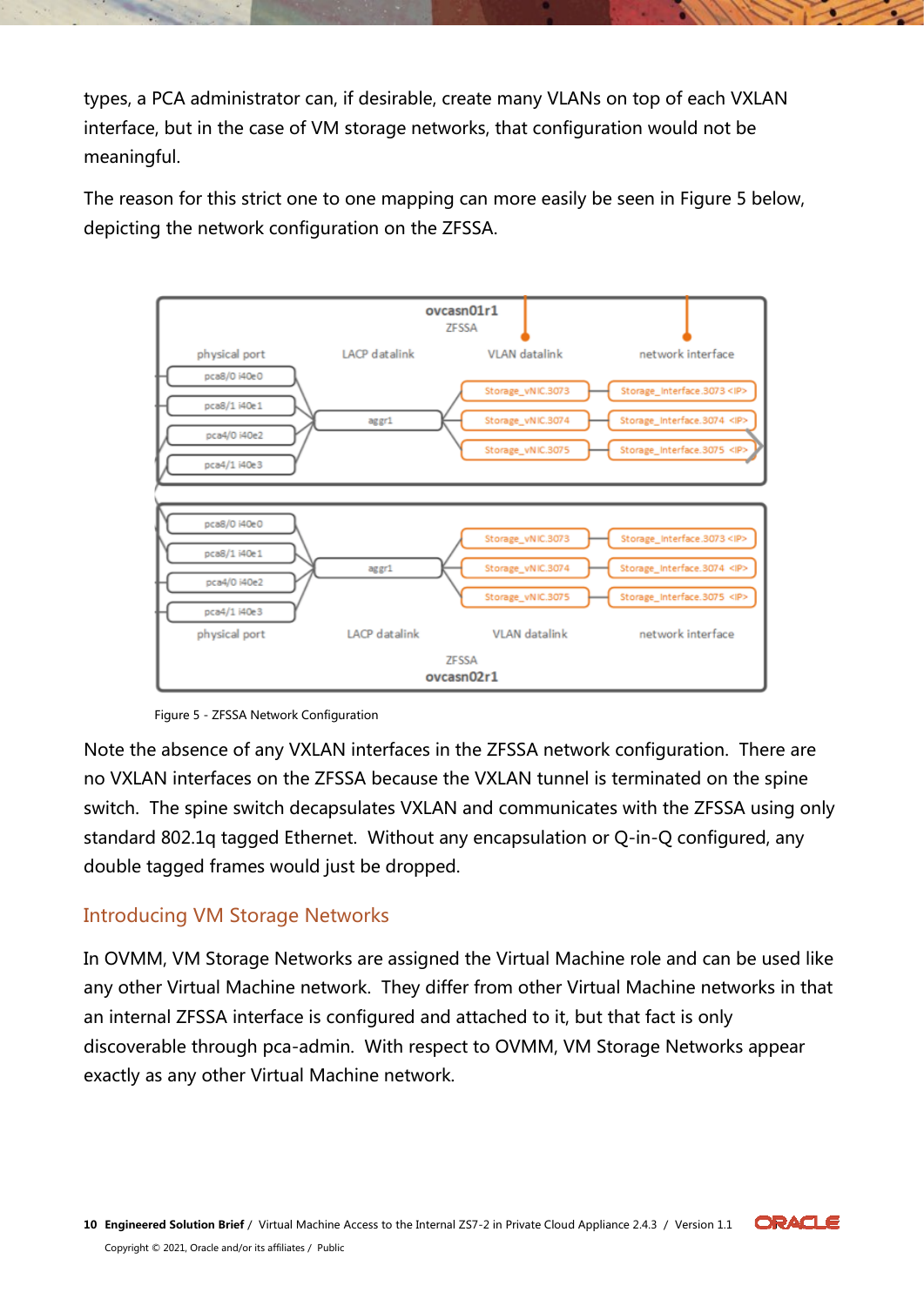types, a PCA administrator can, if desirable, create many VLANs on top of each VXLAN interface, but in the case of VM storage networks, that configuration would not be meaningful.

The reason for this strict one to one mapping can more easily be seen in Figure 5 below, depicting the network configuration on the ZFSSA.

Figure 5 - ZFSSA Network Configuration

Note the absence of any VXLAN interfaces in the ZFSSA network configuration. There are no VXLAN interfaces on the ZFSSA because the VXLAN tunnel is terminated on the spine switch. The spine switch decapsulates VXLAN and communicates with the ZFSSA using only standard 802.1q tagged Ethernet. Without any encapsulation or Q-in-Q configured, any double tagged frames would just be dropped.

## Introducing VM Storage Networks

In OVMM, VM Storage Networks are assigned the Virtual Machine role and can be used like any other Virtual Machine network. They differ from other Virtual Machine networks in that an internal ZFSSA interface is configured and attached to it, but that fact is only discoverable through pca-admin. With respect to OVMM, VM Storage Networks appear exactly as any other Virtual Machine network.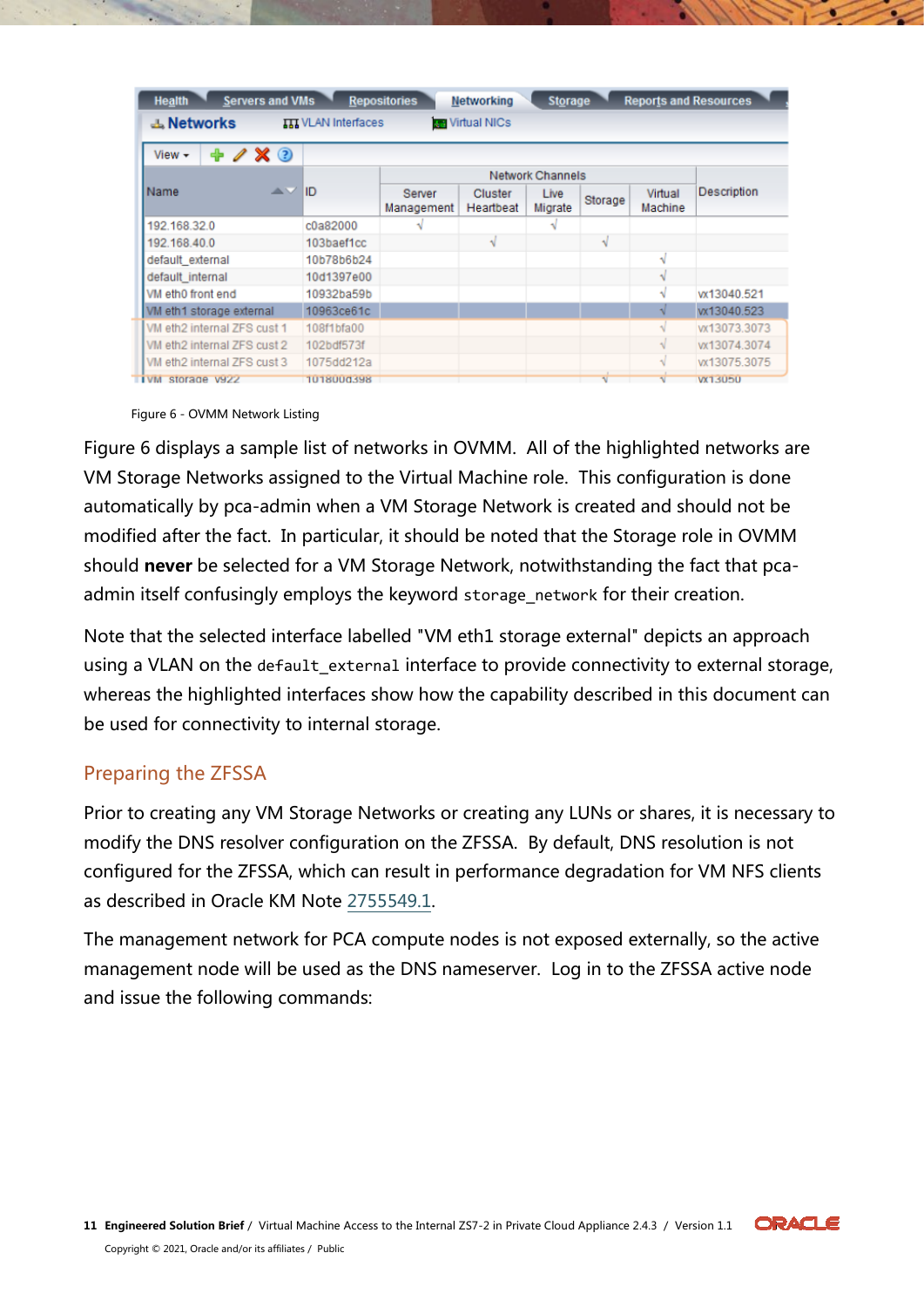| Name | ID | Network Channels | | | | | Description |
|---|---|---|---|---|---|---|---|
| | | Server Management | Cluster Heartbeat | Live Migrate | Storage | Virtual Machine | |
| 192.168.32.0 | c0a82000 | √ | | √ | | | |
| 192.168.40.0 | 103baef1cc | | √ | | √ | | |
| default_external | 10b78b6b24 | | | | | √ | |
| default_internal | 10d1397e00 | | | | | √ | |
| VM eth0 front end | 10932ba59b | | | | | √ | vx13040.521 |
| VM eth1 storage external | 10963ce61c | | | | | √ | vx13040.523 |
| VM eth2 internal ZFS cust 1 | 108f1bfa00 | | | | | √ | vx13073.3073 |
| VM eth2 internal ZFS cust 2 | 102bdf573f | | | | | √ | vx13074.3074 |
| VM eth2 internal ZFS cust 3 | 1075dd212a | | | | | √ | vx13075.3075 |
| VM storage v922 | 101800d398 | | | | √ | √ | vx13050 |

Figure 6 - OVMM Network Listing

Figure 6 displays a sample list of networks in OVMM. All of the highlighted networks are VM Storage Networks assigned to the Virtual Machine role. This configuration is done automatically by pca-admin when a VM Storage Network is created and should not be modified after the fact. In particular, it should be noted that the Storage role in OVMM should **never** be selected for a VM Storage Network, notwithstanding the fact that pca-admin itself confusingly employs the keyword `storage_network` for their creation.

Note that the selected interface labelled "VM eth1 storage external" depicts an approach using a VLAN on the `default_external` interface to provide connectivity to external storage, whereas the highlighted interfaces show how the capability described in this document can be used for connectivity to internal storage.

## Preparing the ZFSSA

Prior to creating any VM Storage Networks or creating any LUNs or shares, it is necessary to modify the DNS resolver configuration on the ZFSSA. By default, DNS resolution is not configured for the ZFSSA, which can result in performance degradation for VM NFS clients as described in Oracle KM Note 2755549.1.

The management network for PCA compute nodes is not exposed externally, so the active management node will be used as the DNS nameserver. Log in to the ZFSSA active node and issue the following commands: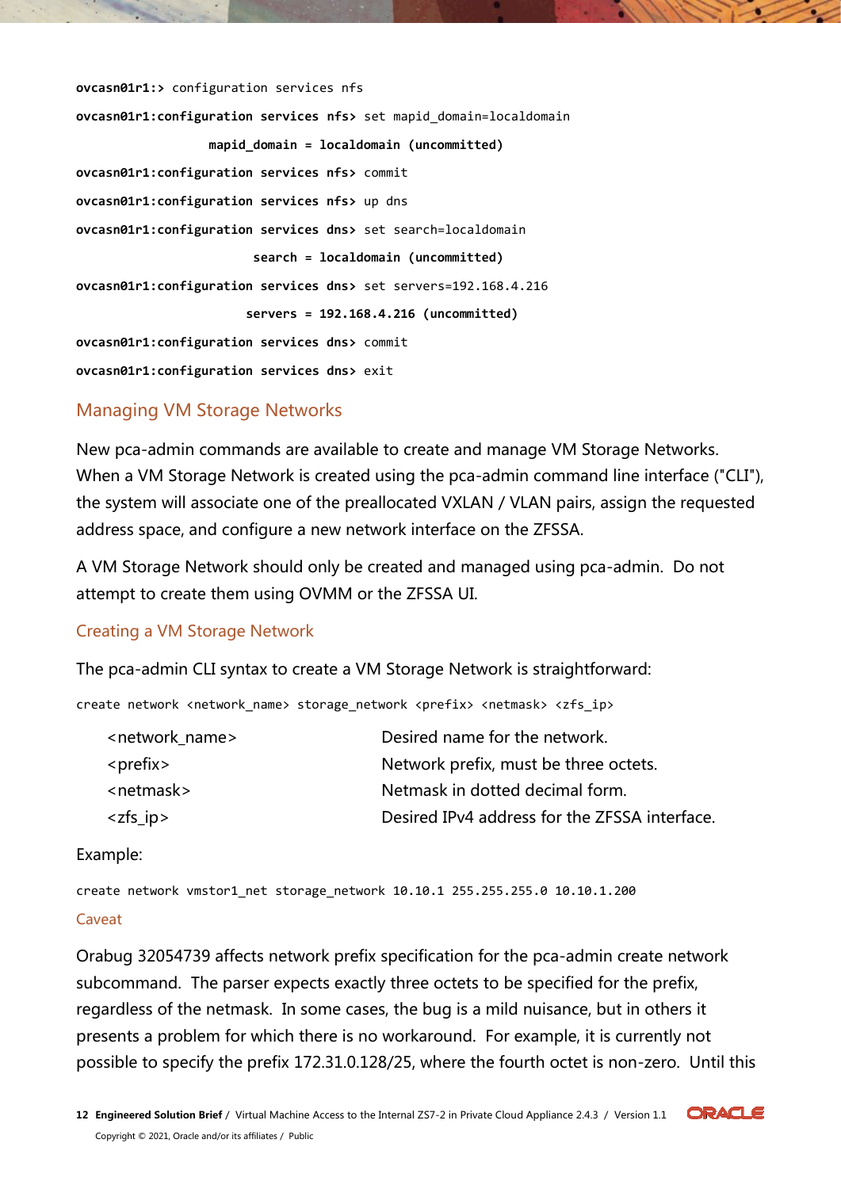```
ovcasn01r1:> configuration services nfs
ovcasn01r1:configuration services nfs> set mapid_domain=localdomain
                    mapid_domain = localdomain (uncommitted)
ovcasn01r1:configuration services nfs> commit
ovcasn01r1:configuration services nfs> up dns
ovcasn01r1:configuration services dns> set search=localdomain
                          search = localdomain (uncommitted)
ovcasn01r1:configuration services dns> set servers=192.168.4.216
                         servers = 192.168.4.216 (uncommitted)
ovcasn01r1:configuration services dns> commit
ovcasn01r1:configuration services dns> exit
```

## Managing VM Storage Networks

New pca-admin commands are available to create and manage VM Storage Networks. When a VM Storage Network is created using the pca-admin command line interface ("CLI"), the system will associate one of the preallocated VXLAN / VLAN pairs, assign the requested address space, and configure a new network interface on the ZFSSA.

A VM Storage Network should only be created and managed using pca-admin. Do not attempt to create them using OVMM or the ZFSSA UI.

### Creating a VM Storage Network

The pca-admin CLI syntax to create a VM Storage Network is straightforward:

```
create network <network_name> storage_network <prefix> <netmask> <zfs_ip>
```

| | |
|---|---|
| <network_name> | Desired name for the network. |
| <prefix> | Network prefix, must be three octets. |
| <netmask> | Netmask in dotted decimal form. |
| <zfs_ip> | Desired IPv4 address for the ZFSSA interface. |

Example:

```
create network vmstor1_net storage_network 10.10.1 255.255.255.0 10.10.1.200
```

#### Caveat

Orabug 32054739 affects network prefix specification for the pca-admin create network subcommand. The parser expects exactly three octets to be specified for the prefix, regardless of the netmask. In some cases, the bug is a mild nuisance, but in others it presents a problem for which there is no workaround. For example, it is currently not possible to specify the prefix 172.31.0.128/25, where the fourth octet is non-zero. Until this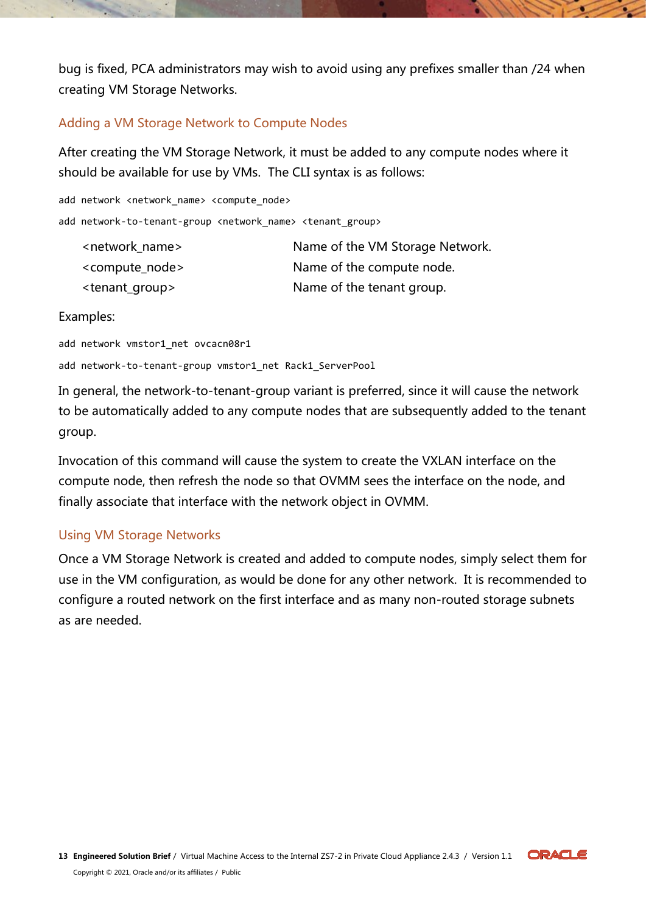bug is fixed, PCA administrators may wish to avoid using any prefixes smaller than /24 when creating VM Storage Networks.

### Adding a VM Storage Network to Compute Nodes

After creating the VM Storage Network, it must be added to any compute nodes where it should be available for use by VMs. The CLI syntax is as follows:

```
add network <network_name> <compute_node>
add network-to-tenant-group <network_name> <tenant_group>
```

| | |
|---|---|
| <network_name> | Name of the VM Storage Network. |
| <compute_node> | Name of the compute node. |
| <tenant_group> | Name of the tenant group. |

Examples:

```
add network vmstor1_net ovcacn08r1
add network-to-tenant-group vmstor1_net Rack1_ServerPool
```

In general, the network-to-tenant-group variant is preferred, since it will cause the network to be automatically added to any compute nodes that are subsequently added to the tenant group.

Invocation of this command will cause the system to create the VXLAN interface on the compute node, then refresh the node so that OVMM sees the interface on the node, and finally associate that interface with the network object in OVMM.

### Using VM Storage Networks

Once a VM Storage Network is created and added to compute nodes, simply select them for use in the VM configuration, as would be done for any other network. It is recommended to configure a routed network on the first interface and as many non-routed storage subnets as are needed.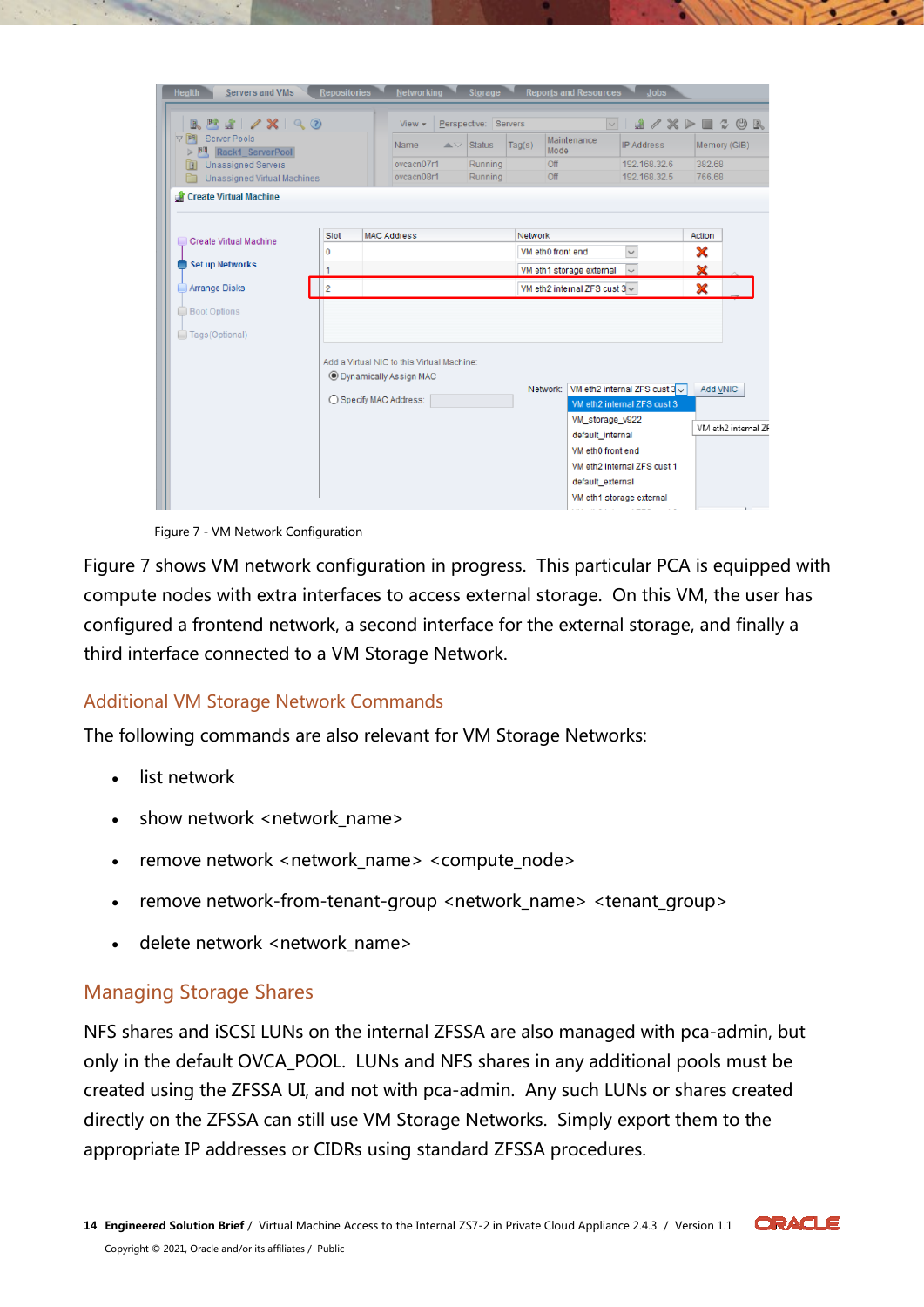Figure 7 - VM Network Configuration

Figure 7 shows VM network configuration in progress. This particular PCA is equipped with compute nodes with extra interfaces to access external storage. On this VM, the user has configured a frontend network, a second interface for the external storage, and finally a third interface connected to a VM Storage Network.

## Additional VM Storage Network Commands

The following commands are also relevant for VM Storage Networks:

- list network
- show network <network_name>
- remove network <network_name> <compute_node>
- remove network-from-tenant-group <network_name> <tenant_group>
- delete network <network_name>

## Managing Storage Shares

NFS shares and iSCSI LUNs on the internal ZFSSA are also managed with pca-admin, but only in the default OVCA_POOL. LUNs and NFS shares in any additional pools must be created using the ZFSSA UI, and not with pca-admin. Any such LUNs or shares created directly on the ZFSSA can still use VM Storage Networks. Simply export them to the appropriate IP addresses or CIDRs using standard ZFSSA procedures.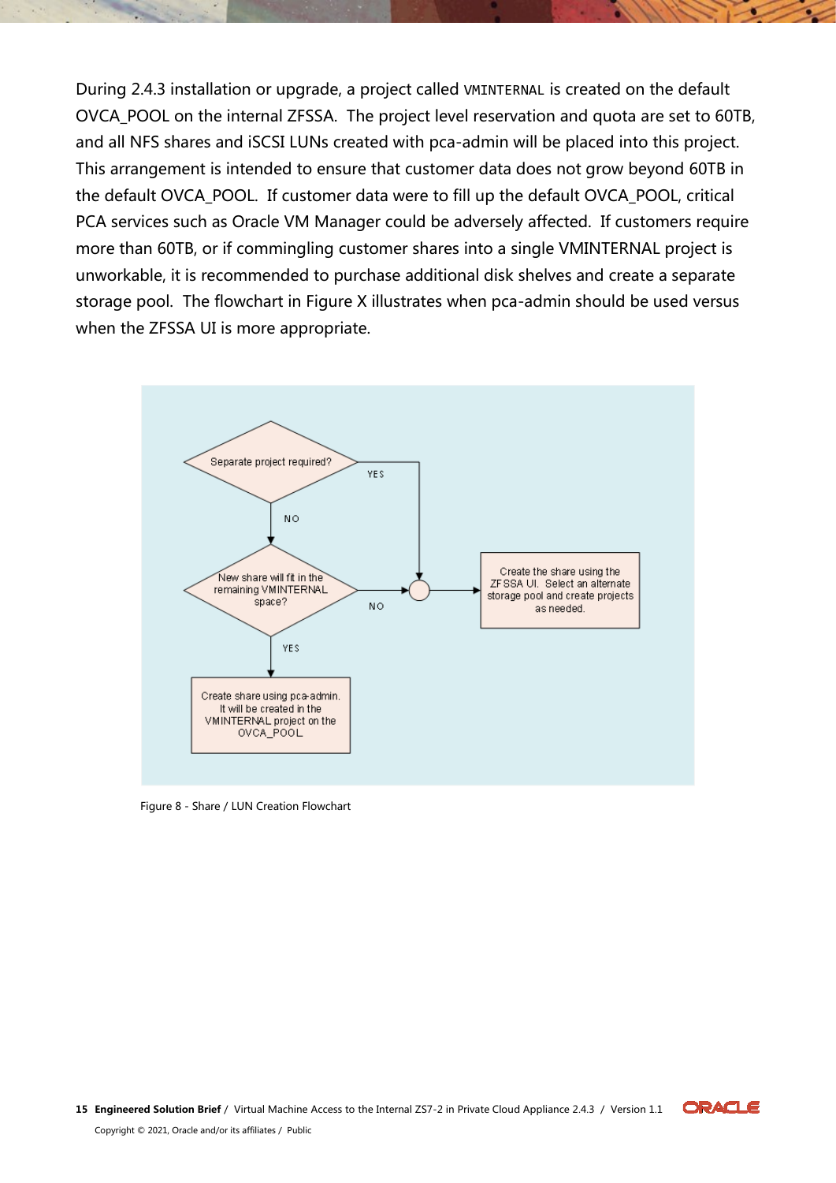During 2.4.3 installation or upgrade, a project called `VMINTERNAL` is created on the default OVCA_POOL on the internal ZFSSA. The project level reservation and quota are set to 60TB, and all NFS shares and iSCSI LUNs created with pca-admin will be placed into this project. This arrangement is intended to ensure that customer data does not grow beyond 60TB in the default OVCA_POOL. If customer data were to fill up the default OVCA_POOL, critical PCA services such as Oracle VM Manager could be adversely affected. If customers require more than 60TB, or if commingling customer shares into a single VMINTERNAL project is unworkable, it is recommended to purchase additional disk shelves and create a separate storage pool. The flowchart in Figure X illustrates when pca-admin should be used versus when the ZFSSA UI is more appropriate.

Separate project required?

YES

NO

New share will fit in the remaining VMINTERNAL space?

NO

Create the share using the ZFSSA UI. Select an alternate storage pool and create projects as needed.

YES

Create share using pca-admin. It will be created in the VMINTERNAL project on the OVCA_POOL.

Figure 8 - Share / LUN Creation Flowchart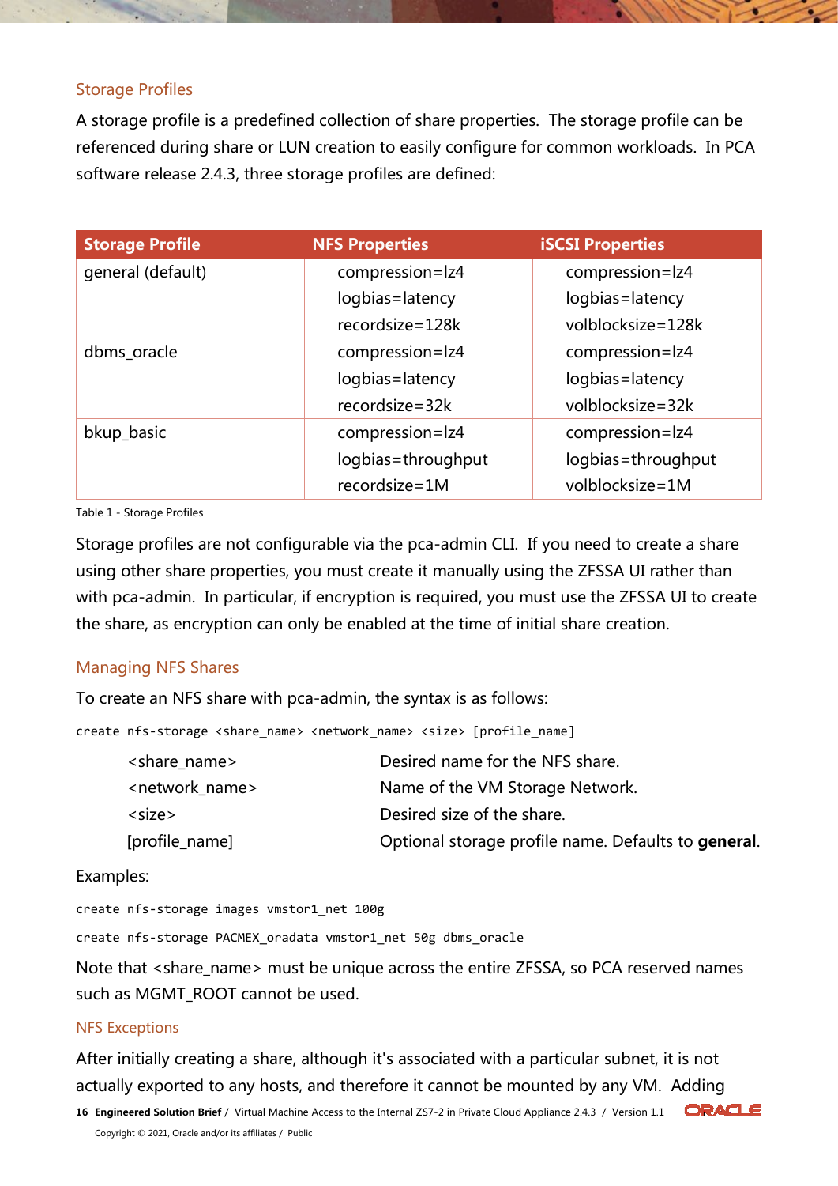## Storage Profiles

A storage profile is a predefined collection of share properties. The storage profile can be referenced during share or LUN creation to easily configure for common workloads. In PCA software release 2.4.3, three storage profiles are defined:

| Storage Profile | NFS Properties | iSCSI Properties |
|---|---|---|
| general (default) | compression=lz4<br>logbias=latency<br>recordsize=128k | compression=lz4<br>logbias=latency<br>volblocksize=128k |
| dbms_oracle | compression=lz4<br>logbias=latency<br>recordsize=32k | compression=lz4<br>logbias=latency<br>volblocksize=32k |
| bkup_basic | compression=lz4<br>logbias=throughput<br>recordsize=1M | compression=lz4<br>logbias=throughput<br>volblocksize=1M |

Table 1 - Storage Profiles

Storage profiles are not configurable via the pca-admin CLI. If you need to create a share using other share properties, you must create it manually using the ZFSSA UI rather than with pca-admin. In particular, if encryption is required, you must use the ZFSSA UI to create the share, as encryption can only be enabled at the time of initial share creation.

## Managing NFS Shares

To create an NFS share with pca-admin, the syntax is as follows:

```
create nfs-storage <share_name> <network_name> <size> [profile_name]
```

| | |
|---|---|
| <share_name> | Desired name for the NFS share. |
| <network_name> | Name of the VM Storage Network. |
| <size> | Desired size of the share. |
| [profile_name] | Optional storage profile name. Defaults to **general**. |

Examples:

```
create nfs-storage images vmstor1_net 100g
```

```
create nfs-storage PACMEX_oradata vmstor1_net 50g dbms_oracle
```

Note that <share_name> must be unique across the entire ZFSSA, so PCA reserved names such as MGMT_ROOT cannot be used.

### NFS Exceptions

After initially creating a share, although it's associated with a particular subnet, it is not actually exported to any hosts, and therefore it cannot be mounted by any VM. Adding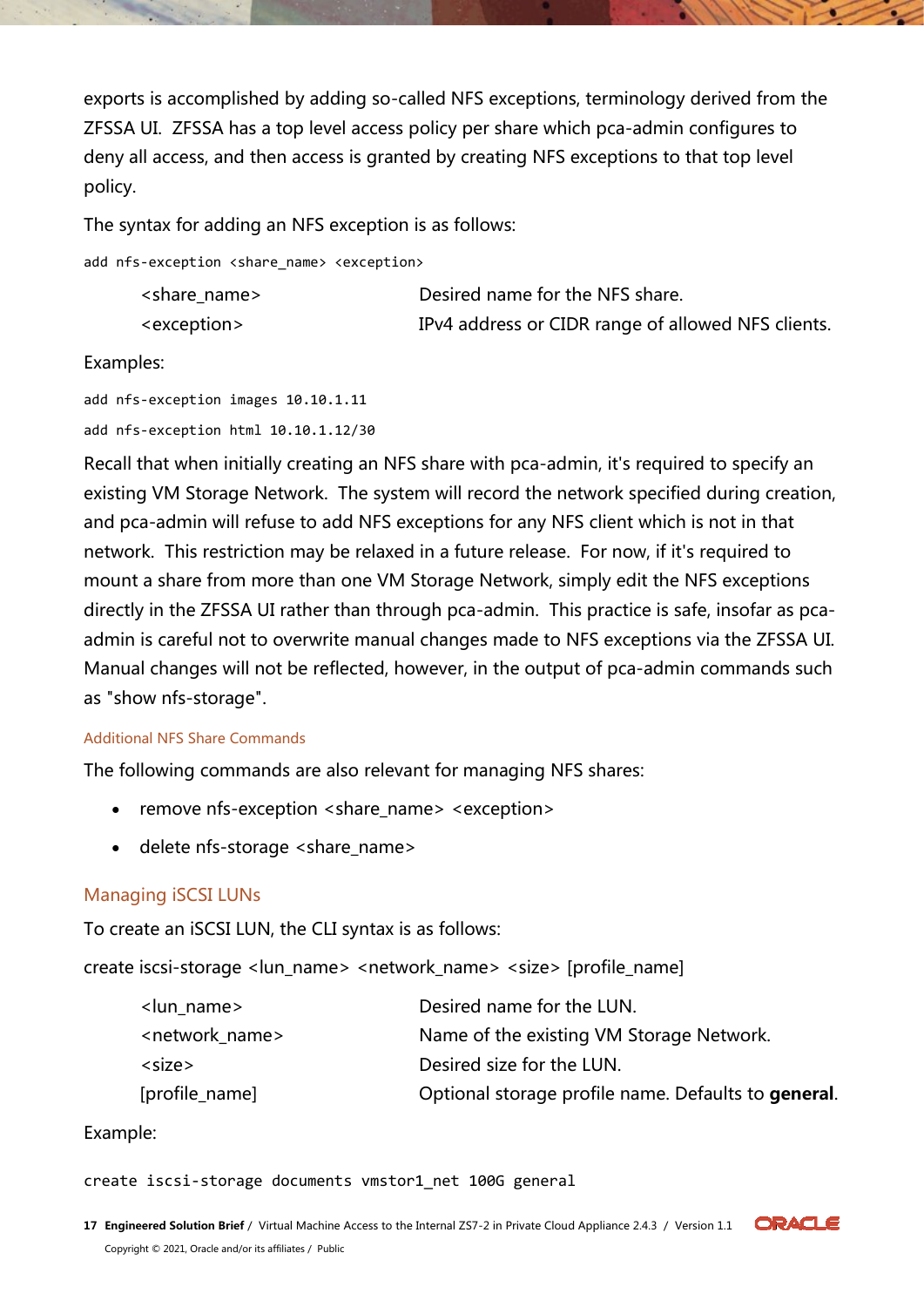exports is accomplished by adding so-called NFS exceptions, terminology derived from the ZFSSA UI. ZFSSA has a top level access policy per share which pca-admin configures to deny all access, and then access is granted by creating NFS exceptions to that top level policy.

The syntax for adding an NFS exception is as follows:

```
add nfs-exception <share_name> <exception>
```

| | |
|---|---|
| <share_name> | Desired name for the NFS share. |
| <exception> | IPv4 address or CIDR range of allowed NFS clients. |

Examples:

```
add nfs-exception images 10.10.1.11
add nfs-exception html 10.10.1.12/30
```

Recall that when initially creating an NFS share with pca-admin, it's required to specify an existing VM Storage Network. The system will record the network specified during creation, and pca-admin will refuse to add NFS exceptions for any NFS client which is not in that network. This restriction may be relaxed in a future release. For now, if it's required to mount a share from more than one VM Storage Network, simply edit the NFS exceptions directly in the ZFSSA UI rather than through pca-admin. This practice is safe, insofar as pca-admin is careful not to overwrite manual changes made to NFS exceptions via the ZFSSA UI. Manual changes will not be reflected, however, in the output of pca-admin commands such as "show nfs-storage".

### Additional NFS Share Commands

The following commands are also relevant for managing NFS shares:

- remove nfs-exception <share_name> <exception>
- delete nfs-storage <share_name>

## Managing iSCSI LUNs

To create an iSCSI LUN, the CLI syntax is as follows:

create iscsi-storage <lun_name> <network_name> <size> [profile_name]

| | |
|---|---|
| <lun_name> | Desired name for the LUN. |
| <network_name> | Name of the existing VM Storage Network. |
| <size> | Desired size for the LUN. |
| [profile_name] | Optional storage profile name. Defaults to **general**. |

Example:

```
create iscsi-storage documents vmstor1_net 100G general
```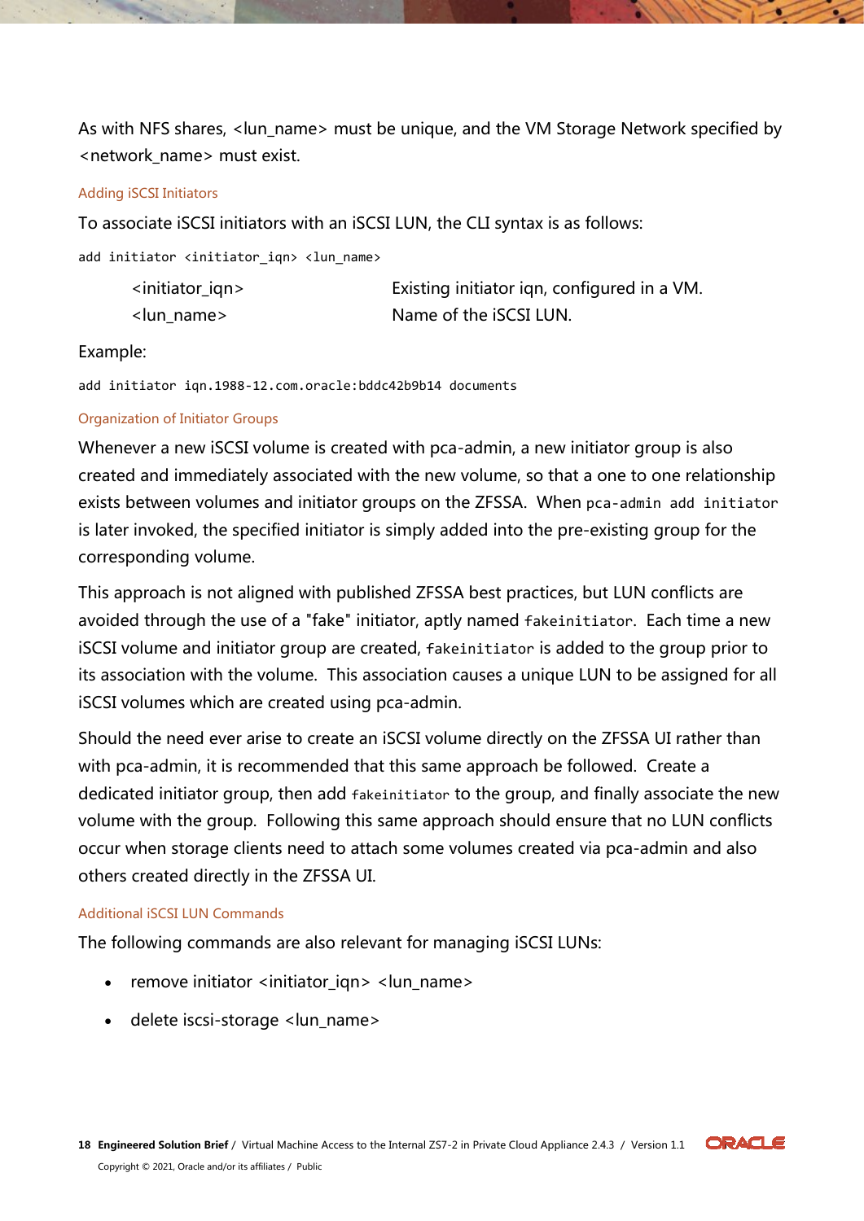As with NFS shares, <lun_name> must be unique, and the VM Storage Network specified by <network_name> must exist.

### Adding iSCSI Initiators

To associate iSCSI initiators with an iSCSI LUN, the CLI syntax is as follows:

```
add initiator <initiator_iqn> <lun_name>
```

| | |
|---|---|
| <initiator_iqn> | Existing initiator iqn, configured in a VM. |
| <lun_name> | Name of the iSCSI LUN. |

Example:

```
add initiator iqn.1988-12.com.oracle:bddc42b9b14 documents
```

### Organization of Initiator Groups

Whenever a new iSCSI volume is created with pca-admin, a new initiator group is also created and immediately associated with the new volume, so that a one to one relationship exists between volumes and initiator groups on the ZFSSA. When `pca-admin add initiator` is later invoked, the specified initiator is simply added into the pre-existing group for the corresponding volume.

This approach is not aligned with published ZFSSA best practices, but LUN conflicts are avoided through the use of a "fake" initiator, aptly named `fakeinitiator`. Each time a new iSCSI volume and initiator group are created, `fakeinitiator` is added to the group prior to its association with the volume. This association causes a unique LUN to be assigned for all iSCSI volumes which are created using pca-admin.

Should the need ever arise to create an iSCSI volume directly on the ZFSSA UI rather than with pca-admin, it is recommended that this same approach be followed. Create a dedicated initiator group, then add `fakeinitiator` to the group, and finally associate the new volume with the group. Following this same approach should ensure that no LUN conflicts occur when storage clients need to attach some volumes created via pca-admin and also others created directly in the ZFSSA UI.

### Additional iSCSI LUN Commands

The following commands are also relevant for managing iSCSI LUNs:

- remove initiator <initiator_iqn> <lun_name>
- delete iscsi-storage <lun_name>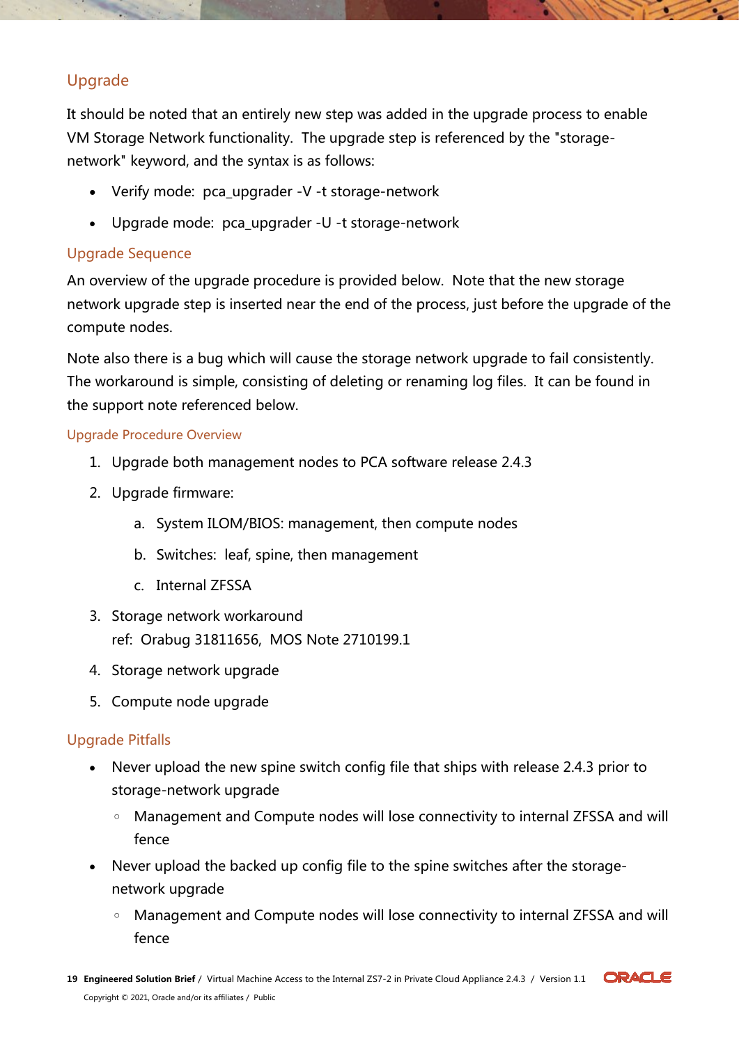## Upgrade

It should be noted that an entirely new step was added in the upgrade process to enable VM Storage Network functionality. The upgrade step is referenced by the "storage-network" keyword, and the syntax is as follows:

- Verify mode: pca_upgrader -V -t storage-network
- Upgrade mode: pca_upgrader -U -t storage-network

### Upgrade Sequence

An overview of the upgrade procedure is provided below. Note that the new storage network upgrade step is inserted near the end of the process, just before the upgrade of the compute nodes.

Note also there is a bug which will cause the storage network upgrade to fail consistently. The workaround is simple, consisting of deleting or renaming log files. It can be found in the support note referenced below.

#### Upgrade Procedure Overview

1. Upgrade both management nodes to PCA software release 2.4.3
2. Upgrade firmware:
    a. System ILOM/BIOS: management, then compute nodes
    b. Switches: leaf, spine, then management
    c. Internal ZFSSA
3. Storage network workaround
   ref: Orabug 31811656, MOS Note 2710199.1
4. Storage network upgrade
5. Compute node upgrade

### Upgrade Pitfalls

- Never upload the new spine switch config file that ships with release 2.4.3 prior to storage-network upgrade
    - Management and Compute nodes will lose connectivity to internal ZFSSA and will fence
- Never upload the backed up config file to the spine switches after the storage-network upgrade
    - Management and Compute nodes will lose connectivity to internal ZFSSA and will fence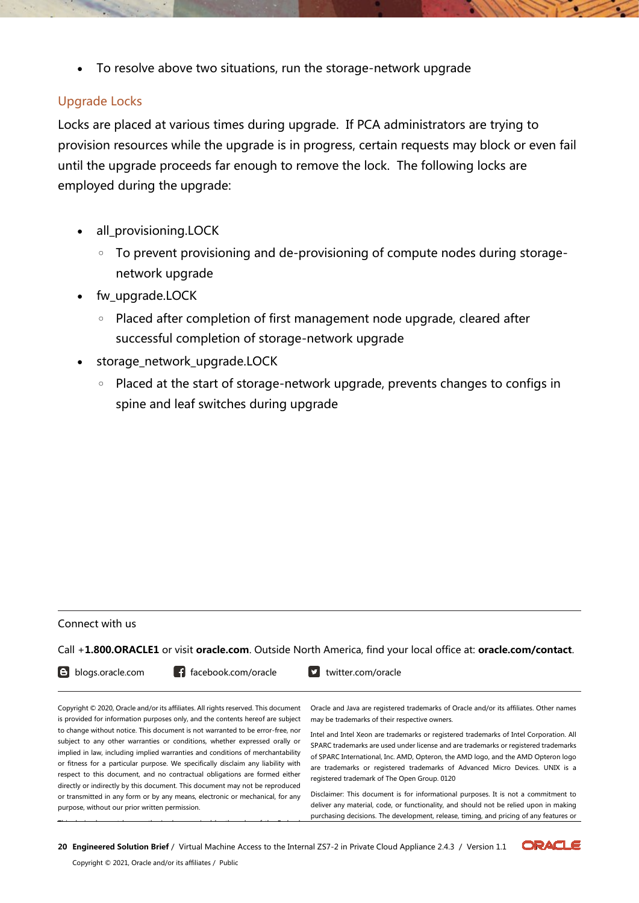- To resolve above two situations, run the storage-network upgrade

## Upgrade Locks

Locks are placed at various times during upgrade. If PCA administrators are trying to provision resources while the upgrade is in progress, certain requests may block or even fail until the upgrade proceeds far enough to remove the lock. The following locks are employed during the upgrade:

- all_provisioning.LOCK
  - To prevent provisioning and de-provisioning of compute nodes during storage-network upgrade
- fw_upgrade.LOCK
  - Placed after completion of first management node upgrade, cleared after successful completion of storage-network upgrade
- storage_network_upgrade.LOCK
  - Placed at the start of storage-network upgrade, prevents changes to configs in spine and leaf switches during upgrade

Connect with us

Call +**1.800.ORACLE1** or visit **oracle.com**. Outside North America, find your local office at: **oracle.com/contact**.

blogs.oracle.com   facebook.com/oracle   twitter.com/oracle

Copyright © 2020, Oracle and/or its affiliates. All rights reserved. This document is provided for information purposes only, and the contents hereof are subject to change without notice. This document is not warranted to be error-free, nor subject to any other warranties or conditions, whether expressed orally or implied in law, including implied warranties and conditions of merchantability or fitness for a particular purpose. We specifically disclaim any liability with respect to this document, and no contractual obligations are formed either directly or indirectly by this document. This document may not be reproduced or transmitted in any form or by any means, electronic or mechanical, for any purpose, without our prior written permission.

Oracle and Java are registered trademarks of Oracle and/or its affiliates. Other names may be trademarks of their respective owners.

Intel and Intel Xeon are trademarks or registered trademarks of Intel Corporation. All SPARC trademarks are used under license and are trademarks or registered trademarks of SPARC International, Inc. AMD, Opteron, the AMD logo, and the AMD Opteron logo are trademarks or registered trademarks of Advanced Micro Devices. UNIX is a registered trademark of The Open Group. 0120

Disclaimer: This document is for informational purposes. It is not a commitment to deliver any material, code, or functionality, and should not be relied upon in making purchasing decisions. The development, release, timing, and pricing of any features or